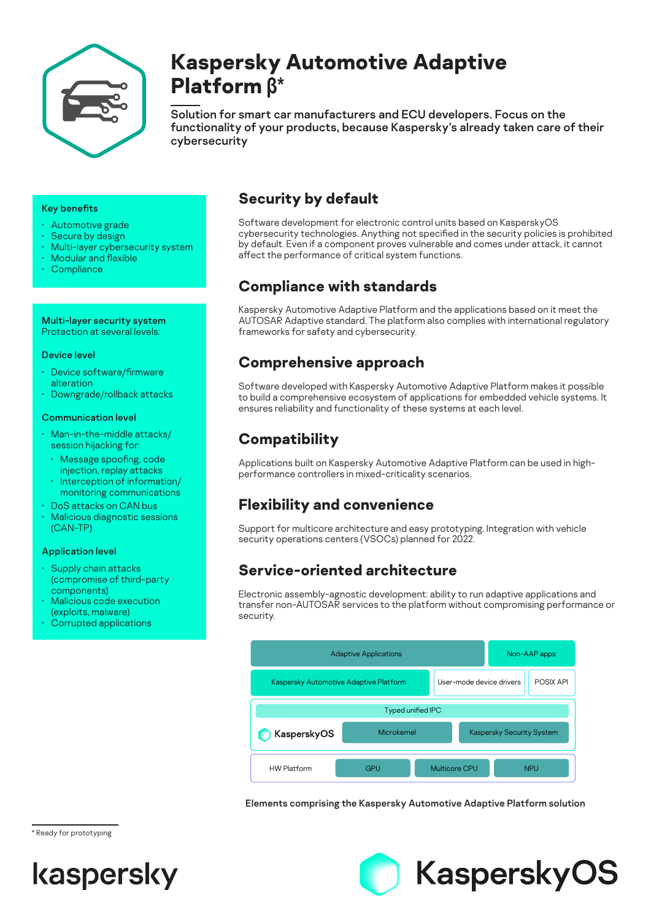# Kaspersky Automotive Adaptive Platform β*

Solution for smart car manufacturers and ECU developers. Focus on the functionality of your products, because Kaspersky's already taken care of their cybersecurity

**Key benefits**

- Automotive grade
- Secure by design
- Multi-layer cybersecurity system
- Modular and flexible
- Compliance

**Multi-layer security system**
Protection at several levels:

**Device level**

- Device software/firmware alteration
- Downgrade/rollback attacks

**Communication level**

- Man-in-the-middle attacks/ session hijacking for:
  - Message spoofing, code injection, replay attacks
  - Interception of information/ monitoring communications
- DoS attacks on CAN bus
- Malicious diagnostic sessions (CAN-TP)

**Application level**

- Supply chain attacks (compromise of third-party components)
- Malicious code execution (exploits, malware)
- Corrupted applications

## Security by default

Software development for electronic control units based on KasperskyOS cybersecurity technologies. Anything not specified in the security policies is prohibited by default. Even if a component proves vulnerable and comes under attack, it cannot affect the performance of critical system functions.

## Compliance with standards

Kaspersky Automotive Adaptive Platform and the applications based on it meet the AUTOSAR Adaptive standard. The platform also complies with international regulatory frameworks for safety and cybersecurity.

## Comprehensive approach

Software developed with Kaspersky Automotive Adaptive Platform makes it possible to build a comprehensive ecosystem of applications for embedded vehicle systems. It ensures reliability and functionality of these systems at each level.

## Compatibility

Applications built on Kaspersky Automotive Adaptive Platform can be used in high-performance controllers in mixed-criticality scenarios.

## Flexibility and convenience

Support for multicore architecture and easy prototyping. Integration with vehicle security operations centers (VSOCs) planned for 2022.

## Service-oriented architecture

Electronic assembly-agnostic development: ability to run adaptive applications and transfer non-AUTOSAR services to the platform without compromising performance or security.

| Adaptive Applications | | | Non-AAP apps |
|---|---|---|---|
| Kaspersky Automotive Adaptive Platform | | User-mode device drivers | POSIX API |
| Typed unified IPC | | | |
| KasperskyOS | Microkernel | Kaspersky Security System | |
| HW Platform | GPU | Multicore CPU | NPU |

**Elements comprising the Kaspersky Automotive Adaptive Platform solution**

\* Ready for prototyping

kaspersky

KasperskyOS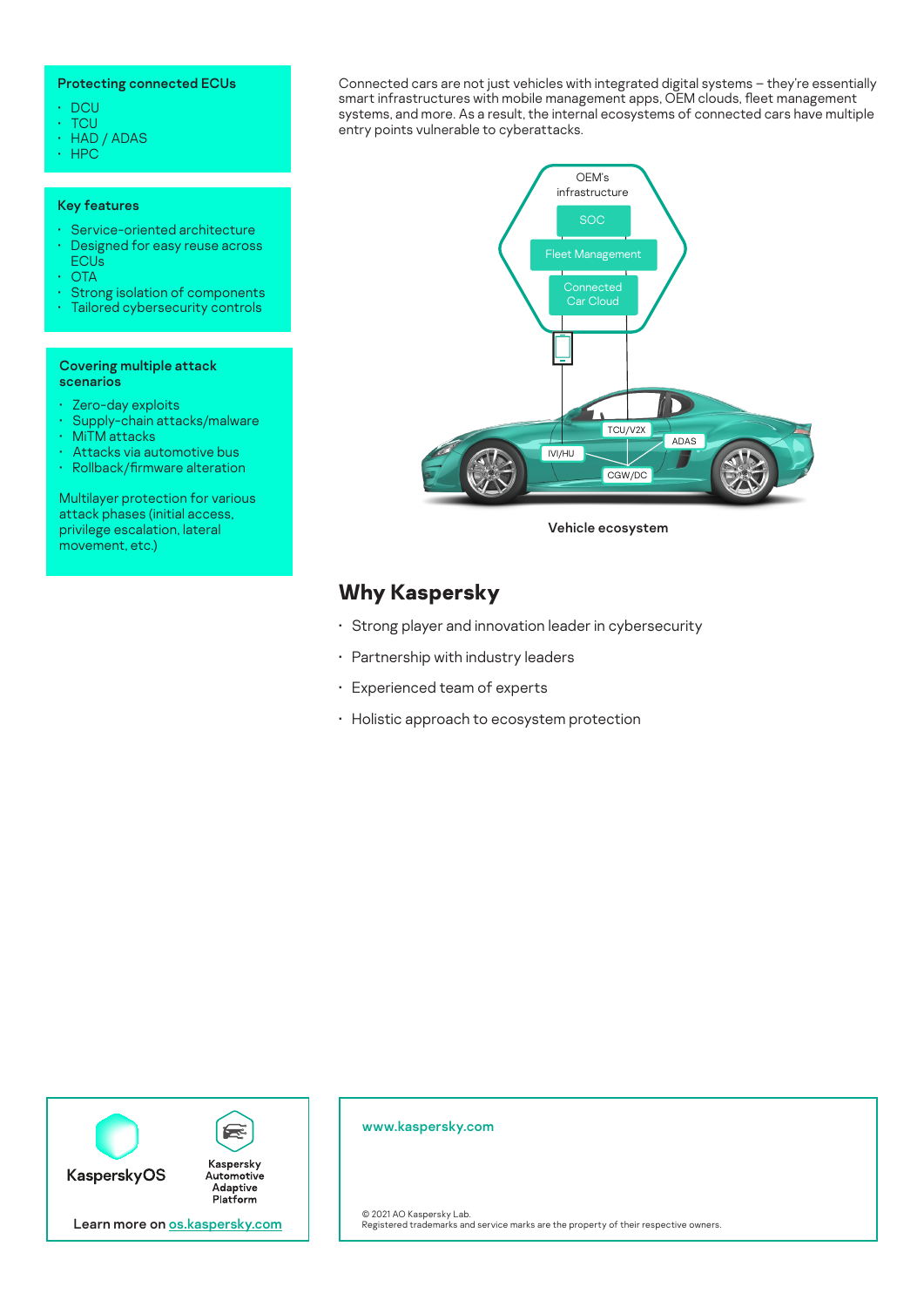**Protecting connected ECUs**

- DCU
- TCU
- HAD / ADAS
- HPC

**Key features**

- Service-oriented architecture
- Designed for easy reuse across ECUs
- OTA
- Strong isolation of components
- Tailored cybersecurity controls

**Covering multiple attack scenarios**

- Zero-day exploits
- Supply-chain attacks/malware
- MiTM attacks
- Attacks via automotive bus
- Rollback/firmware alteration

Multilayer protection for various attack phases (initial access, privilege escalation, lateral movement, etc.)

Connected cars are not just vehicles with integrated digital systems – they're essentially smart infrastructures with mobile management apps, OEM clouds, fleet management systems, and more. As a result, the internal ecosystems of connected cars have multiple entry points vulnerable to cyberattacks.

OEM's infrastructure
SOC
Fleet Management
Connected Car Cloud
TCU/V2X
ADAS
IVI/HU
CGW/DC

Vehicle ecosystem

## Why Kaspersky

- Strong player and innovation leader in cybersecurity
- Partnership with industry leaders
- Experienced team of experts
- Holistic approach to ecosystem protection

KasperskyOS

Kaspersky Automotive Adaptive Platform

Learn more on os.kaspersky.com

www.kaspersky.com

© 2021 AO Kaspersky Lab.
Registered trademarks and service marks are the property of their respective owners.